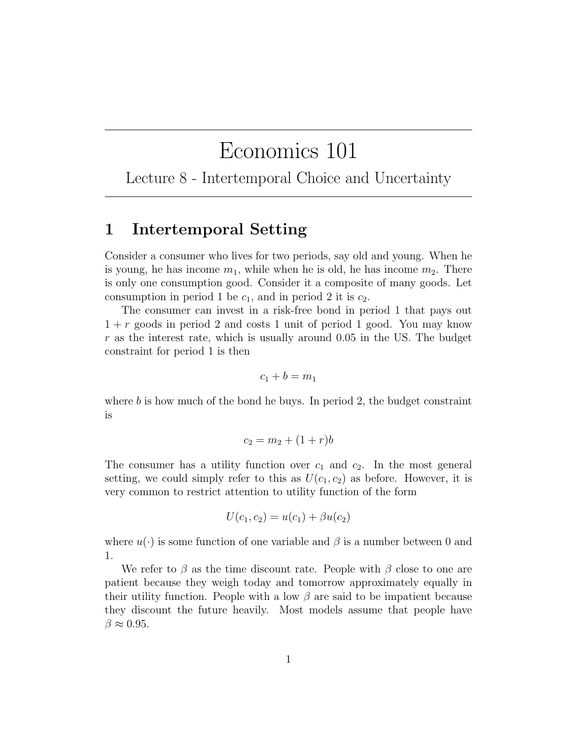# Economics 101

## Lecture 8 - Intertemporal Choice and Uncertainty

## 1 Intertemporal Setting

Consider a consumer who lives for two periods, say old and young. When he is young, he has income $m_1$, while when he is old, he has income $m_2$. There is only one consumption good. Consider it a composite of many goods. Let consumption in period 1 be $c_1$, and in period 2 it is $c_2$.

The consumer can invest in a risk-free bond in period 1 that pays out $1 + r$ goods in period 2 and costs 1 unit of period 1 good. You may know $r$ as the interest rate, which is usually around 0.05 in the US. The budget constraint for period 1 is then

$$c_1 + b = m_1$$

where $b$ is how much of the bond he buys. In period 2, the budget constraint is

$$c_2 = m_2 + (1 + r)b$$

The consumer has a utility function over $c_1$ and $c_2$. In the most general setting, we could simply refer to this as $U(c_1, c_2)$ as before. However, it is very common to restrict attention to utility function of the form

$$U(c_1, c_2) = u(c_1) + \beta u(c_2)$$

where $u(\cdot)$ is some function of one variable and $\beta$ is a number between 0 and 1.

We refer to $\beta$ as the time discount rate. People with $\beta$ close to one are patient because they weigh today and tomorrow approximately equally in their utility function. People with a low $\beta$ are said to be impatient because they discount the future heavily. Most models assume that people have $\beta \approx 0.95$.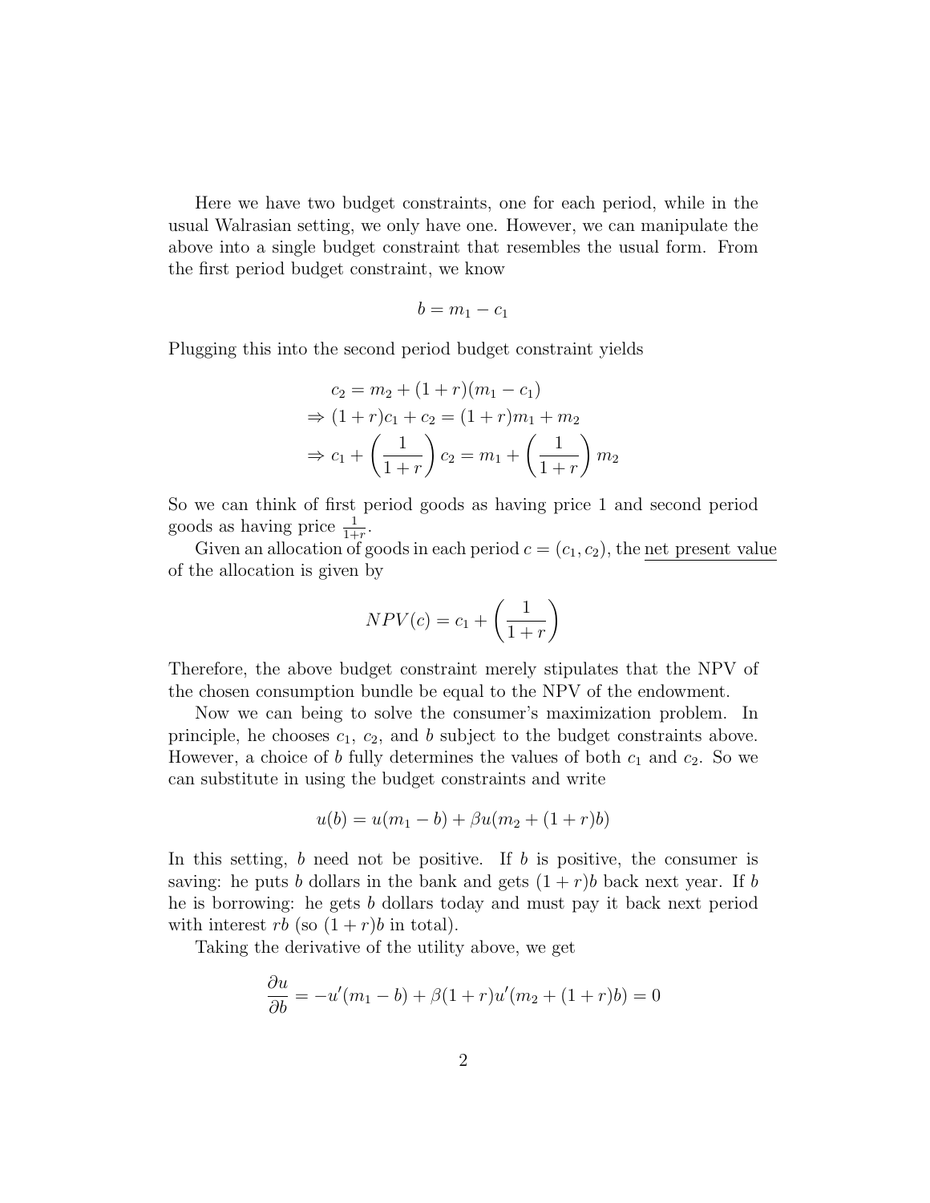Here we have two budget constraints, one for each period, while in the usual Walrasian setting, we only have one. However, we can manipulate the above into a single budget constraint that resembles the usual form. From the first period budget constraint, we know

$$b = m_1 - c_1$$

Plugging this into the second period budget constraint yields

$$\begin{aligned}
&c_2 = m_2 + (1+r)(m_1 - c_1) \\
\Rightarrow\ &(1+r)c_1 + c_2 = (1+r)m_1 + m_2 \\
\Rightarrow\ &c_1 + \left(\frac{1}{1+r}\right) c_2 = m_1 + \left(\frac{1}{1+r}\right) m_2
\end{aligned}$$

So we can think of first period goods as having price 1 and second period goods as having price $\frac{1}{1+r}$.

Given an allocation of goods in each period $c = (c_1, c_2)$, the <u>net present value</u> of the allocation is given by

$$NPV(c) = c_1 + \left(\frac{1}{1+r}\right)$$

Therefore, the above budget constraint merely stipulates that the NPV of the chosen consumption bundle be equal to the NPV of the endowment.

Now we can being to solve the consumer's maximization problem. In principle, he chooses $c_1$, $c_2$, and $b$ subject to the budget constraints above. However, a choice of $b$ fully determines the values of both $c_1$ and $c_2$. So we can substitute in using the budget constraints and write

$$u(b) = u(m_1 - b) + \beta u(m_2 + (1+r)b)$$

In this setting, $b$ need not be positive. If $b$ is positive, the consumer is saving: he puts $b$ dollars in the bank and gets $(1+r)b$ back next year. If $b$ he is borrowing: he gets $b$ dollars today and must pay it back next period with interest $rb$ (so $(1+r)b$ in total).

Taking the derivative of the utility above, we get

$$\frac{\partial u}{\partial b} = -u'(m_1 - b) + \beta(1+r)u'(m_2 + (1+r)b) = 0$$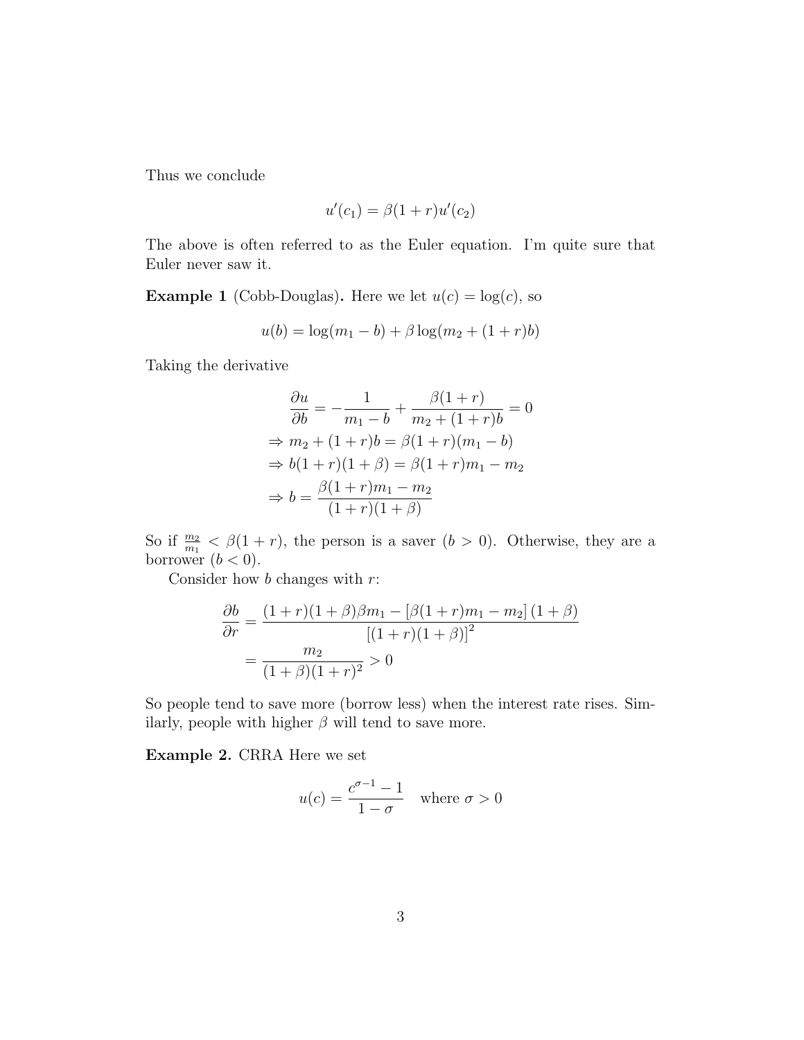Thus we conclude

$$u'(c_1) = \beta(1+r)u'(c_2)$$

The above is often referred to as the Euler equation. I'm quite sure that Euler never saw it.

**Example 1** (Cobb-Douglas)**.** Here we let $u(c) = \log(c)$, so

$$u(b) = \log(m_1 - b) + \beta \log(m_2 + (1+r)b)$$

Taking the derivative

$$\begin{aligned}
\frac{\partial u}{\partial b} &= -\frac{1}{m_1 - b} + \frac{\beta(1+r)}{m_2 + (1+r)b} = 0 \\
&\Rightarrow m_2 + (1+r)b = \beta(1+r)(m_1 - b) \\
&\Rightarrow b(1+r)(1+\beta) = \beta(1+r)m_1 - m_2 \\
&\Rightarrow b = \frac{\beta(1+r)m_1 - m_2}{(1+r)(1+\beta)}
\end{aligned}$$

So if $\frac{m_2}{m_1} < \beta(1+r)$, the person is a saver ($b > 0$). Otherwise, they are a borrower ($b < 0$).

Consider how $b$ changes with $r$:

$$\begin{aligned}
\frac{\partial b}{\partial r} &= \frac{(1+r)(1+\beta)\beta m_1 - [\beta(1+r)m_1 - m_2](1+\beta)}{[(1+r)(1+\beta)]^2} \\
&= \frac{m_2}{(1+\beta)(1+r)^2} > 0
\end{aligned}$$

So people tend to save more (borrow less) when the interest rate rises. Similarly, people with higher $\beta$ will tend to save more.

**Example 2.** CRRA Here we set

$$u(c) = \frac{c^{\sigma-1} - 1}{1 - \sigma} \quad \text{where } \sigma > 0$$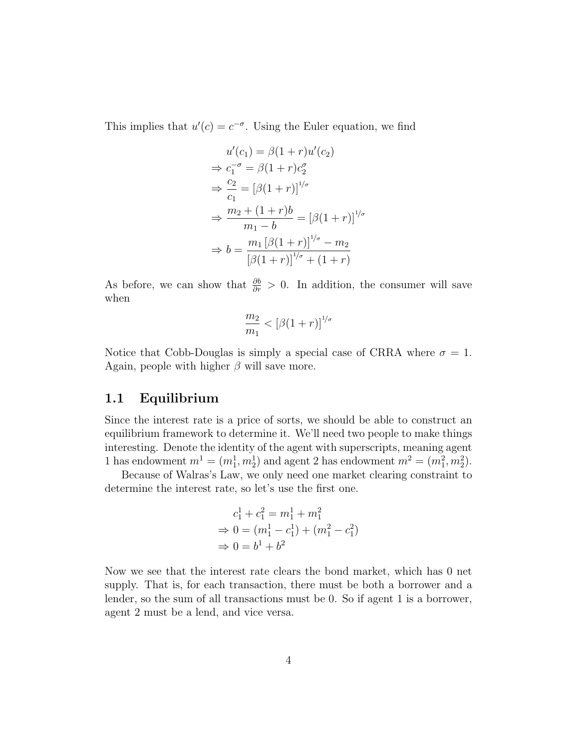This implies that $u'(c) = c^{-\sigma}$. Using the Euler equation, we find

$$
\begin{aligned}
& u'(c_1) = \beta(1+r)u'(c_2) \\
\Rightarrow\ & c_1^{-\sigma} = \beta(1+r)c_2^{\sigma} \\
\Rightarrow\ & \frac{c_2}{c_1} = \left[\beta(1+r)\right]^{1/\sigma} \\
\Rightarrow\ & \frac{m_2 + (1+r)b}{m_1 - b} = \left[\beta(1+r)\right]^{1/\sigma} \\
\Rightarrow\ & b = \frac{m_1 \left[\beta(1+r)\right]^{1/\sigma} - m_2}{\left[\beta(1+r)\right]^{1/\sigma} + (1+r)}
\end{aligned}
$$

As before, we can show that $\frac{\partial b}{\partial r} > 0$. In addition, the consumer will save when

$$
\frac{m_2}{m_1} < \left[\beta(1+r)\right]^{1/\sigma}
$$

Notice that Cobb-Douglas is simply a special case of CRRA where $\sigma = 1$. Again, people with higher $\beta$ will save more.

## 1.1 Equilibrium

Since the interest rate is a price of sorts, we should be able to construct an equilibrium framework to determine it. We'll need two people to make things interesting. Denote the identity of the agent with superscripts, meaning agent 1 has endowment $m^1 = (m_1^1, m_2^1)$ and agent 2 has endowment $m^2 = (m_1^2, m_2^2)$.

Because of Walras's Law, we only need one market clearing constraint to determine the interest rate, so let's use the first one.

$$
\begin{aligned}
& c_1^1 + c_1^2 = m_1^1 + m_1^2 \\
\Rightarrow\ & 0 = (m_1^1 - c_1^1) + (m_1^2 - c_1^2) \\
\Rightarrow\ & 0 = b^1 + b^2
\end{aligned}
$$

Now we see that the interest rate clears the bond market, which has 0 net supply. That is, for each transaction, there must be both a borrower and a lender, so the sum of all transactions must be 0. So if agent 1 is a borrower, agent 2 must be a lend, and vice versa.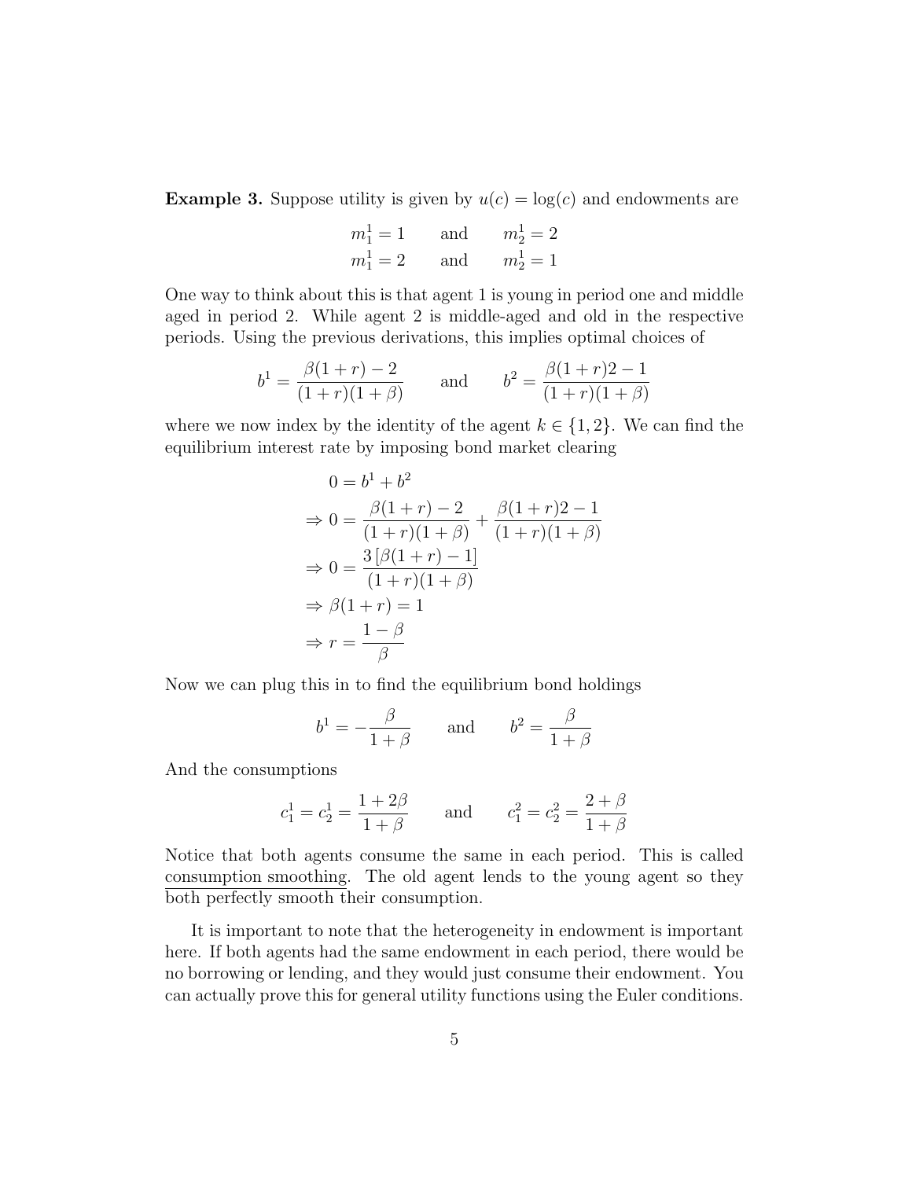**Example 3.** Suppose utility is given by $u(c) = \log(c)$ and endowments are

$$m_1^1 = 1 \qquad \text{and} \qquad m_2^1 = 2$$
$$m_1^1 = 2 \qquad \text{and} \qquad m_2^1 = 1$$

One way to think about this is that agent 1 is young in period one and middle aged in period 2. While agent 2 is middle-aged and old in the respective periods. Using the previous derivations, this implies optimal choices of

$$b^1 = \frac{\beta(1+r) - 2}{(1+r)(1+\beta)} \qquad \text{and} \qquad b^2 = \frac{\beta(1+r)2 - 1}{(1+r)(1+\beta)}$$

where we now index by the identity of the agent $k \in \{1, 2\}$. We can find the equilibrium interest rate by imposing bond market clearing

$$\begin{aligned}
0 &= b^1 + b^2 \\
\Rightarrow 0 &= \frac{\beta(1+r) - 2}{(1+r)(1+\beta)} + \frac{\beta(1+r)2 - 1}{(1+r)(1+\beta)} \\
\Rightarrow 0 &= \frac{3\left[\beta(1+r) - 1\right]}{(1+r)(1+\beta)} \\
\Rightarrow \beta(1+r) &= 1 \\
\Rightarrow r &= \frac{1-\beta}{\beta}
\end{aligned}$$

Now we can plug this in to find the equilibrium bond holdings

$$b^1 = -\frac{\beta}{1+\beta} \qquad \text{and} \qquad b^2 = \frac{\beta}{1+\beta}$$

And the consumptions

$$c_1^1 = c_2^1 = \frac{1+2\beta}{1+\beta} \qquad \text{and} \qquad c_1^2 = c_2^2 = \frac{2+\beta}{1+\beta}$$

Notice that both agents consume the same in each period. This is called consumption smoothing. The old agent lends to the young agent so they both perfectly smooth their consumption.

It is important to note that the heterogeneity in endowment is important here. If both agents had the same endowment in each period, there would be no borrowing or lending, and they would just consume their endowment. You can actually prove this for general utility functions using the Euler conditions.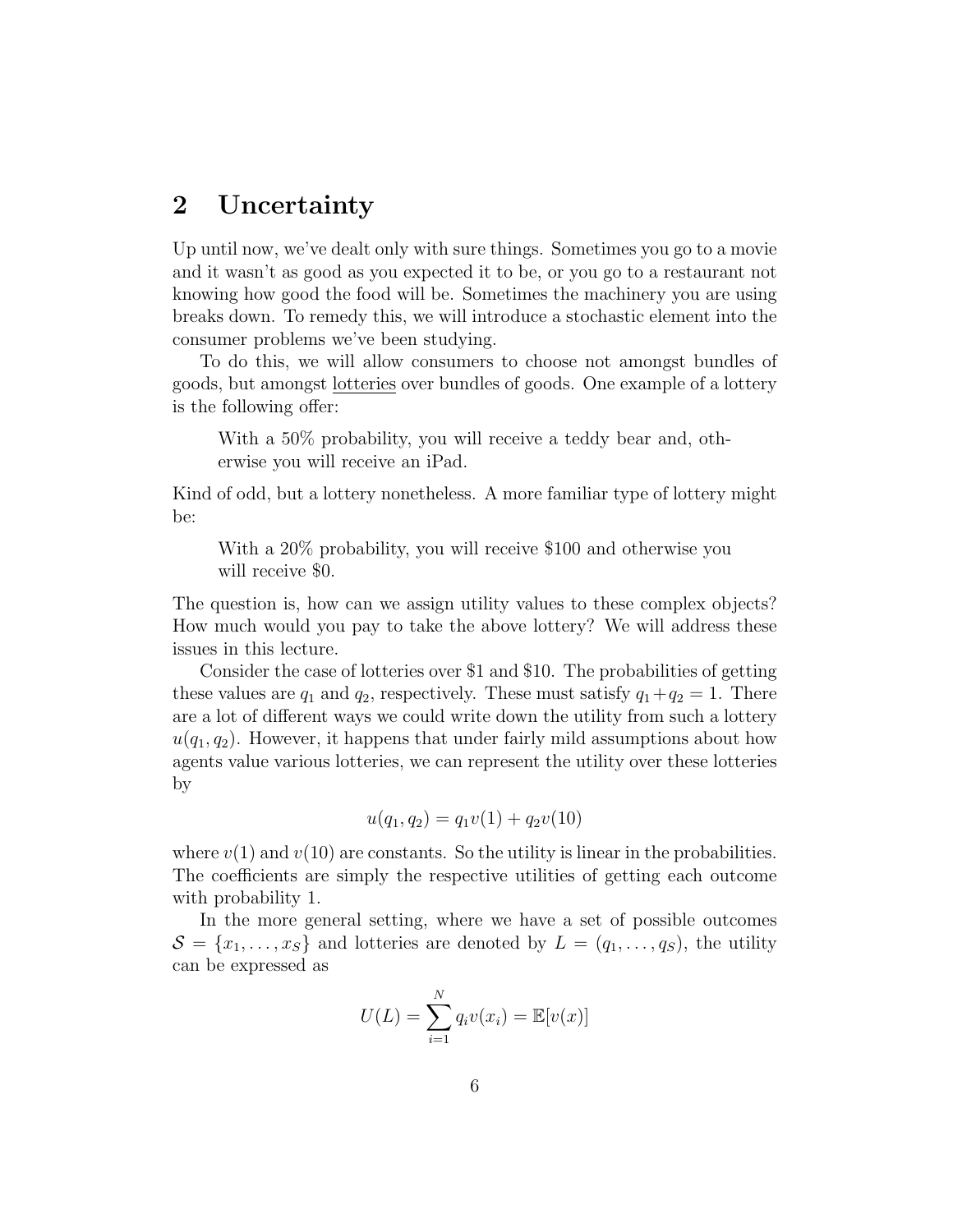## 2 Uncertainty

Up until now, we've dealt only with sure things. Sometimes you go to a movie and it wasn't as good as you expected it to be, or you go to a restaurant not knowing how good the food will be. Sometimes the machinery you are using breaks down. To remedy this, we will introduce a stochastic element into the consumer problems we've been studying.

To do this, we will allow consumers to choose not amongst bundles of goods, but amongst <u>lotteries</u> over bundles of goods. One example of a lottery is the following offer:

> With a 50% probability, you will receive a teddy bear and, otherwise you will receive an iPad.

Kind of odd, but a lottery nonetheless. A more familiar type of lottery might be:

> With a 20% probability, you will receive $100 and otherwise you will receive $0.

The question is, how can we assign utility values to these complex objects? How much would you pay to take the above lottery? We will address these issues in this lecture.

Consider the case of lotteries over $1 and $10. The probabilities of getting these values are $q_1$ and $q_2$, respectively. These must satisfy $q_1 + q_2 = 1$. There are a lot of different ways we could write down the utility from such a lottery $u(q_1, q_2)$. However, it happens that under fairly mild assumptions about how agents value various lotteries, we can represent the utility over these lotteries by

$$u(q_1, q_2) = q_1 v(1) + q_2 v(10)$$

where $v(1)$ and $v(10)$ are constants. So the utility is linear in the probabilities. The coefficients are simply the respective utilities of getting each outcome with probability 1.

In the more general setting, where we have a set of possible outcomes $\mathcal{S} = \{x_1, \ldots, x_S\}$ and lotteries are denoted by $L = (q_1, \ldots, q_S)$, the utility can be expressed as

$$U(L) = \sum_{i=1}^{N} q_i v(x_i) = \mathbb{E}[v(x)]$$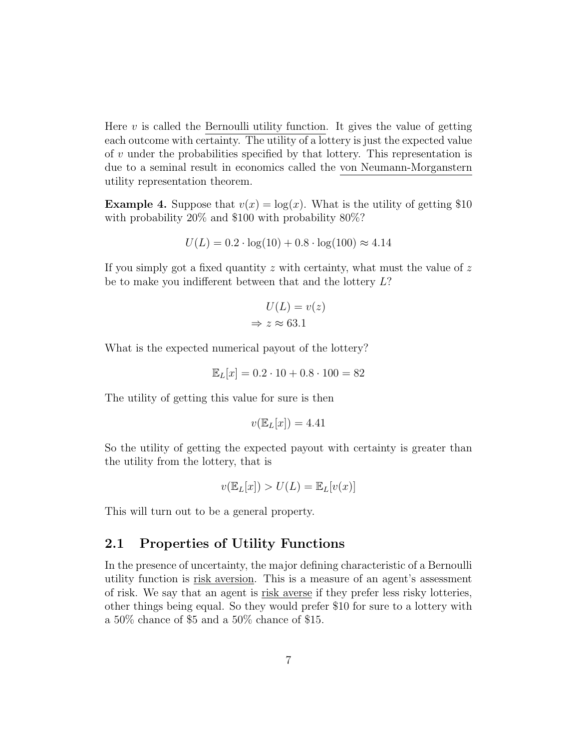Here $v$ is called the Bernoulli utility function. It gives the value of getting each outcome with certainty. The utility of a lottery is just the expected value of $v$ under the probabilities specified by that lottery. This representation is due to a seminal result in economics called the von Neumann-Morganstern utility representation theorem.

**Example 4.** Suppose that $v(x) = \log(x)$. What is the utility of getting \$10 with probability 20% and \$100 with probability 80%?

$$U(L) = 0.2 \cdot \log(10) + 0.8 \cdot \log(100) \approx 4.14$$

If you simply got a fixed quantity $z$ with certainty, what must the value of $z$ be to make you indifferent between that and the lottery $L$?

$$\begin{aligned} U(L) &= v(z) \\ \Rightarrow z &\approx 63.1 \end{aligned}$$

What is the expected numerical payout of the lottery?

$$\mathbb{E}_L[x] = 0.2 \cdot 10 + 0.8 \cdot 100 = 82$$

The utility of getting this value for sure is then

$$v(\mathbb{E}_L[x]) = 4.41$$

So the utility of getting the expected payout with certainty is greater than the utility from the lottery, that is

$$v(\mathbb{E}_L[x]) > U(L) = \mathbb{E}_L[v(x)]$$

This will turn out to be a general property.

## 2.1 Properties of Utility Functions

In the presence of uncertainty, the major defining characteristic of a Bernoulli utility function is risk aversion. This is a measure of an agent's assessment of risk. We say that an agent is risk averse if they prefer less risky lotteries, other things being equal. So they would prefer \$10 for sure to a lottery with a 50% chance of \$5 and a 50% chance of \$15.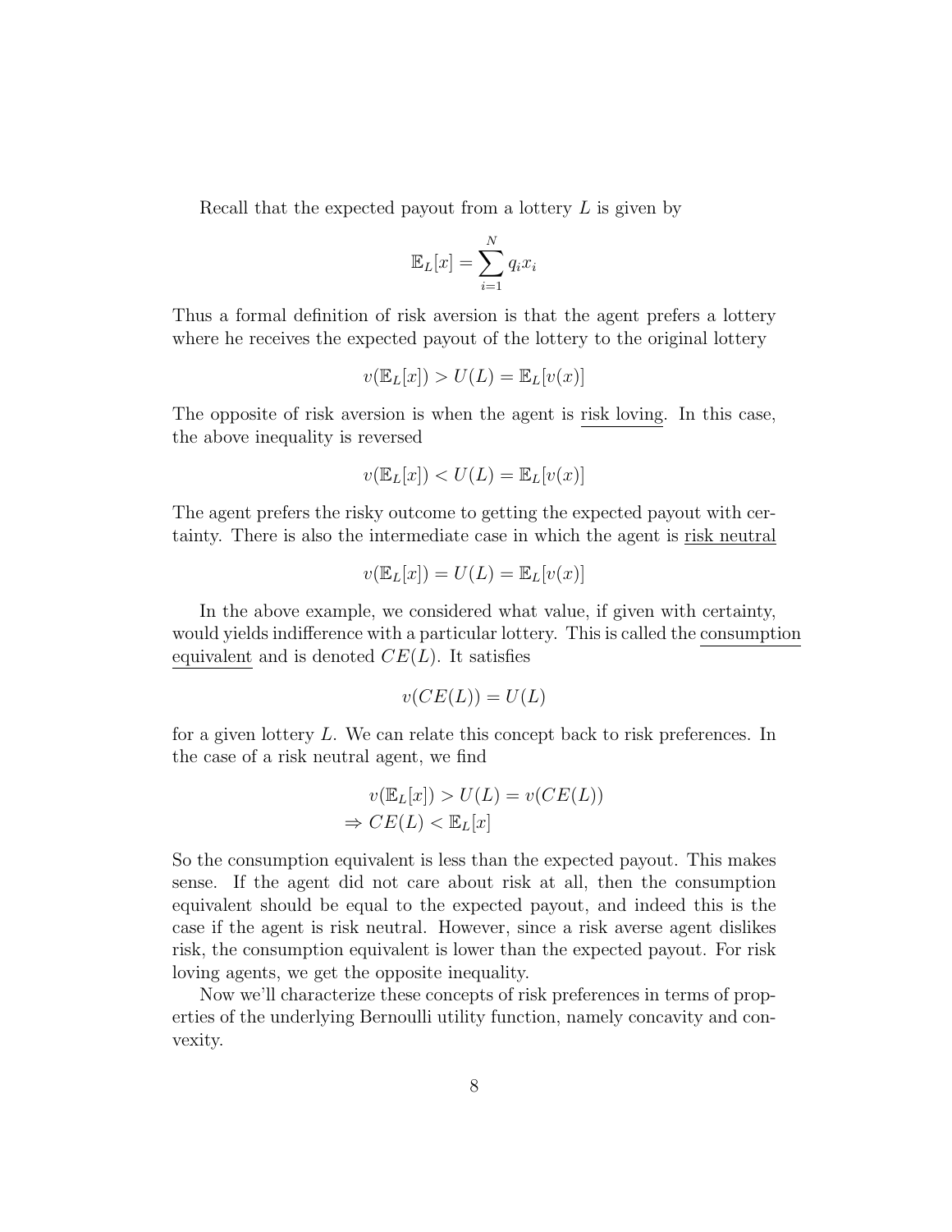Recall that the expected payout from a lottery $L$ is given by

$$\mathbb{E}_L[x] = \sum_{i=1}^{N} q_i x_i$$

Thus a formal definition of risk aversion is that the agent prefers a lottery where he receives the expected payout of the lottery to the original lottery

$$v(\mathbb{E}_L[x]) > U(L) = \mathbb{E}_L[v(x)]$$

The opposite of risk aversion is when the agent is <u>risk loving</u>. In this case, the above inequality is reversed

$$v(\mathbb{E}_L[x]) < U(L) = \mathbb{E}_L[v(x)]$$

The agent prefers the risky outcome to getting the expected payout with certainty. There is also the intermediate case in which the agent is <u>risk neutral</u>

$$v(\mathbb{E}_L[x]) = U(L) = \mathbb{E}_L[v(x)]$$

In the above example, we considered what value, if given with certainty, would yields indifference with a particular lottery. This is called the <u>consumption equivalent</u> and is denoted $CE(L)$. It satisfies

$$v(CE(L)) = U(L)$$

for a given lottery $L$. We can relate this concept back to risk preferences. In the case of a risk neutral agent, we find

$$\begin{aligned} v(\mathbb{E}_L[x]) &> U(L) = v(CE(L)) \\ \Rightarrow CE(L) &< \mathbb{E}_L[x] \end{aligned}$$

So the consumption equivalent is less than the expected payout. This makes sense. If the agent did not care about risk at all, then the consumption equivalent should be equal to the expected payout, and indeed this is the case if the agent is risk neutral. However, since a risk averse agent dislikes risk, the consumption equivalent is lower than the expected payout. For risk loving agents, we get the opposite inequality.

Now we'll characterize these concepts of risk preferences in terms of properties of the underlying Bernoulli utility function, namely concavity and convexity.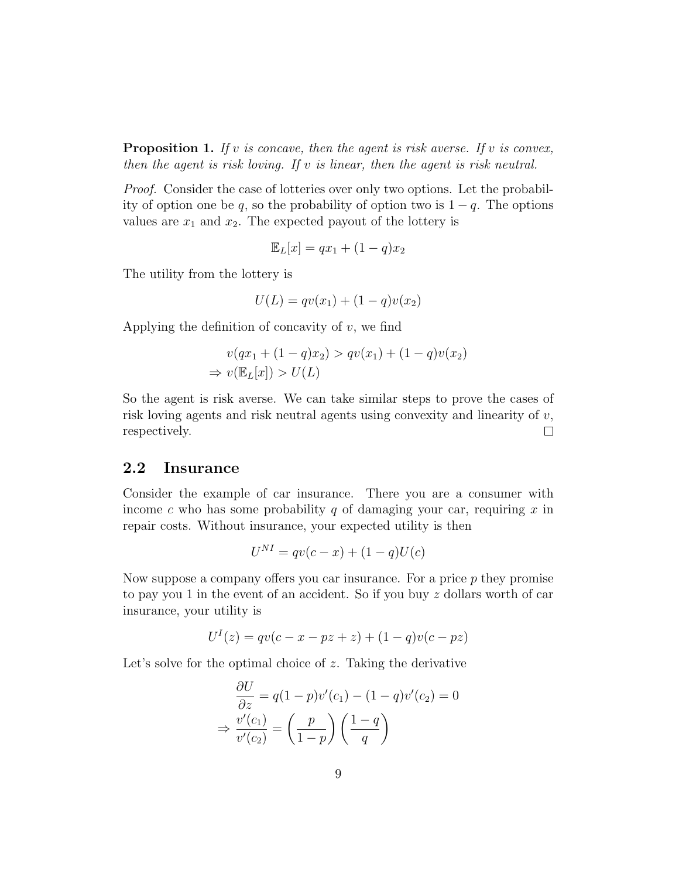**Proposition 1.** *If $v$ is concave, then the agent is risk averse. If $v$ is convex, then the agent is risk loving. If $v$ is linear, then the agent is risk neutral.*

*Proof.* Consider the case of lotteries over only two options. Let the probability of option one be $q$, so the probability of option two is $1-q$. The options values are $x_1$ and $x_2$. The expected payout of the lottery is

$$\mathbb{E}_L[x] = qx_1 + (1-q)x_2$$

The utility from the lottery is

$$U(L) = qv(x_1) + (1-q)v(x_2)$$

Applying the definition of concavity of $v$, we find

$$\begin{aligned}
& v(qx_1 + (1-q)x_2) > qv(x_1) + (1-q)v(x_2) \\
\Rightarrow\ & v(\mathbb{E}_L[x]) > U(L)
\end{aligned}$$

So the agent is risk averse. We can take similar steps to prove the cases of risk loving agents and risk neutral agents using convexity and linearity of $v$, respectively. □

## 2.2 Insurance

Consider the example of car insurance. There you are a consumer with income $c$ who has some probability $q$ of damaging your car, requiring $x$ in repair costs. Without insurance, your expected utility is then

$$U^{NI} = qv(c-x) + (1-q)U(c)$$

Now suppose a company offers you car insurance. For a price $p$ they promise to pay you 1 in the event of an accident. So if you buy $z$ dollars worth of car insurance, your utility is

$$U^I(z) = qv(c - x - pz + z) + (1-q)v(c - pz)$$

Let's solve for the optimal choice of $z$. Taking the derivative

$$\begin{aligned}
& \frac{\partial U}{\partial z} = q(1-p)v'(c_1) - (1-q)v'(c_2) = 0 \\
\Rightarrow\ & \frac{v'(c_1)}{v'(c_2)} = \left(\frac{p}{1-p}\right)\left(\frac{1-q}{q}\right)
\end{aligned}$$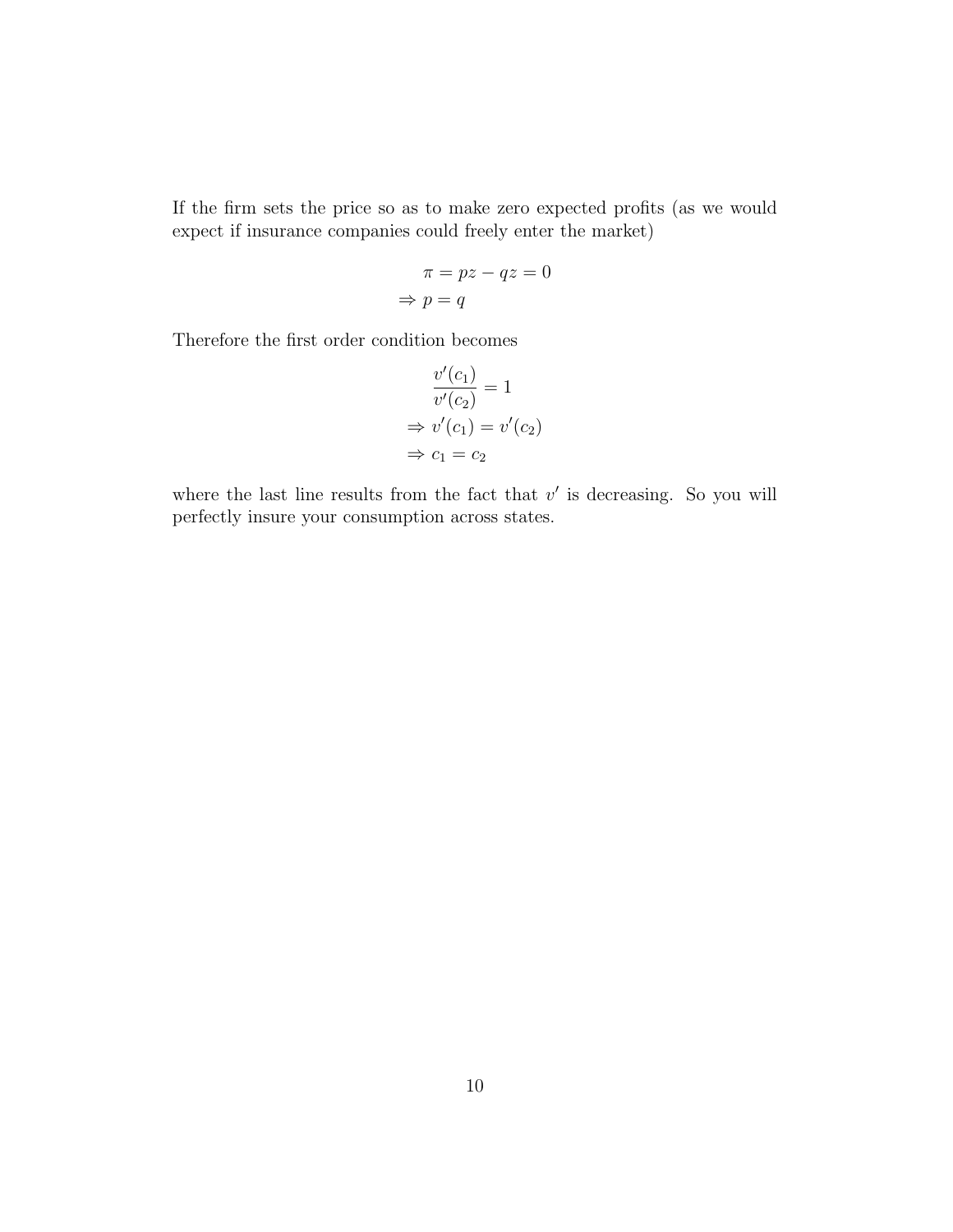If the firm sets the price so as to make zero expected profits (as we would expect if insurance companies could freely enter the market)

$$
\begin{aligned}
\pi &= pz - qz = 0 \\
\Rightarrow p &= q
\end{aligned}
$$

Therefore the first order condition becomes

$$
\begin{aligned}
\frac{v'(c_1)}{v'(c_2)} &= 1 \\
\Rightarrow v'(c_1) &= v'(c_2) \\
\Rightarrow c_1 &= c_2
\end{aligned}
$$

where the last line results from the fact that $v'$ is decreasing. So you will perfectly insure your consumption across states.